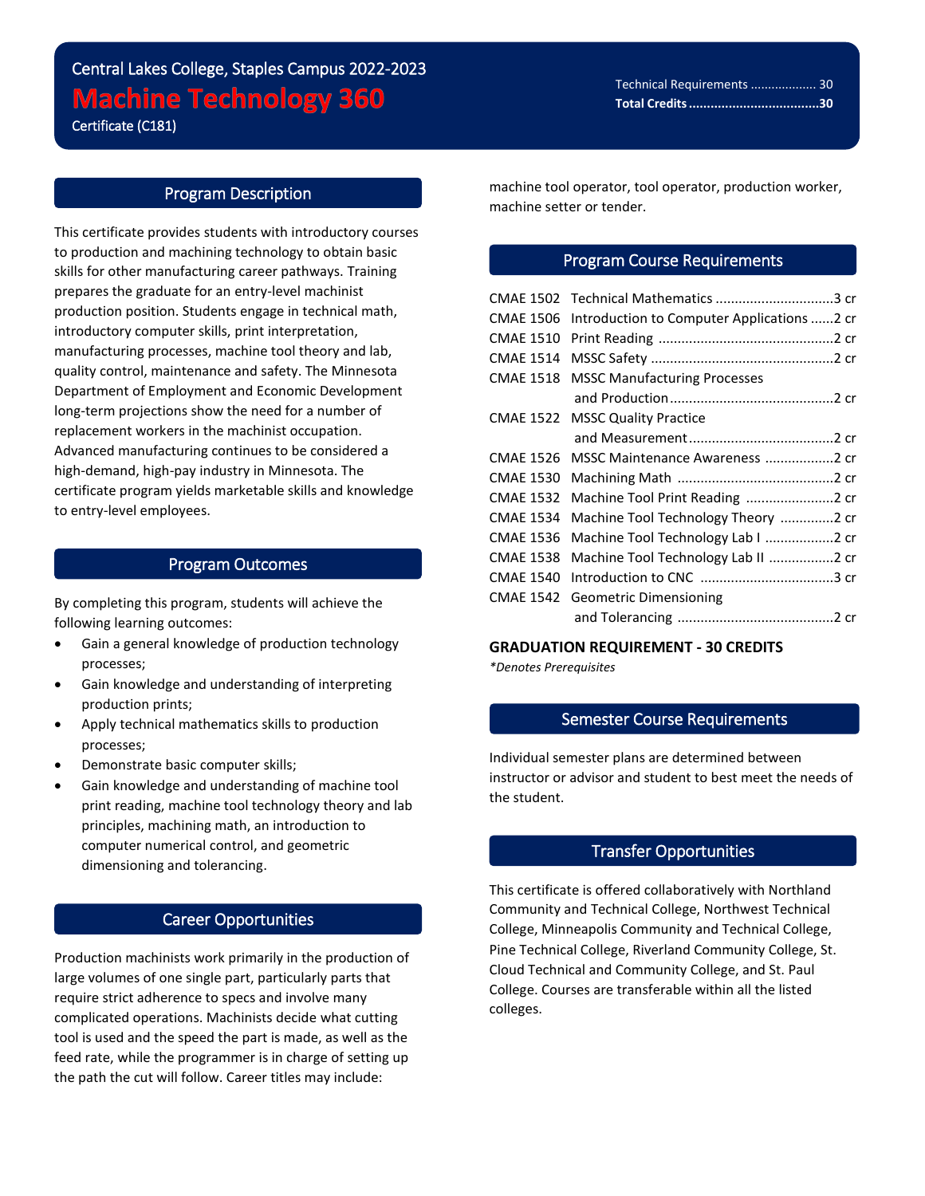Central Lakes College, Staples Campus 2022-2023

# Machine Technology 360

Certificate (C181)

Technical Requirements .................. 30
**Total Credits ...................................30**

## Program Description

This certificate provides students with introductory courses to production and machining technology to obtain basic skills for other manufacturing career pathways. Training prepares the graduate for an entry-level machinist production position. Students engage in technical math, introductory computer skills, print interpretation, manufacturing processes, machine tool theory and lab, quality control, maintenance and safety. The Minnesota Department of Employment and Economic Development long-term projections show the need for a number of replacement workers in the machinist occupation. Advanced manufacturing continues to be considered a high-demand, high-pay industry in Minnesota. The certificate program yields marketable skills and knowledge to entry-level employees.

## Program Outcomes

By completing this program, students will achieve the following learning outcomes:

- Gain a general knowledge of production technology processes;
- Gain knowledge and understanding of interpreting production prints;
- Apply technical mathematics skills to production processes;
- Demonstrate basic computer skills;
- Gain knowledge and understanding of machine tool print reading, machine tool technology theory and lab principles, machining math, an introduction to computer numerical control, and geometric dimensioning and tolerancing.

## Career Opportunities

Production machinists work primarily in the production of large volumes of one single part, particularly parts that require strict adherence to specs and involve many complicated operations. Machinists decide what cutting tool is used and the speed the part is made, as well as the feed rate, while the programmer is in charge of setting up the path the cut will follow. Career titles may include: machine tool operator, tool operator, production worker, machine setter or tender.

## Program Course Requirements

CMAE 1502 Technical Mathematics ...............................3 cr
CMAE 1506 Introduction to Computer Applications ......2 cr
CMAE 1510 Print Reading .............................................2 cr
CMAE 1514 MSSC Safety ...............................................2 cr
CMAE 1518 MSSC Manufacturing Processes and Production..........................................2 cr
CMAE 1522 MSSC Quality Practice and Measurement.....................................2 cr
CMAE 1526 MSSC Maintenance Awareness .................2 cr
CMAE 1530 Machining Math ........................................2 cr
CMAE 1532 Machine Tool Print Reading .......................2 cr
CMAE 1534 Machine Tool Technology Theory .............2 cr
CMAE 1536 Machine Tool Technology Lab I ..................2 cr
CMAE 1538 Machine Tool Technology Lab II .................2 cr
CMAE 1540 Introduction to CNC ..................................3 cr
CMAE 1542 Geometric Dimensioning and Tolerancing .........................................2 cr

**GRADUATION REQUIREMENT - 30 CREDITS**

*\*Denotes Prerequisites*

## Semester Course Requirements

Individual semester plans are determined between instructor or advisor and student to best meet the needs of the student.

## Transfer Opportunities

This certificate is offered collaboratively with Northland Community and Technical College, Northwest Technical College, Minneapolis Community and Technical College, Pine Technical College, Riverland Community College, St. Cloud Technical and Community College, and St. Paul College. Courses are transferable within all the listed colleges.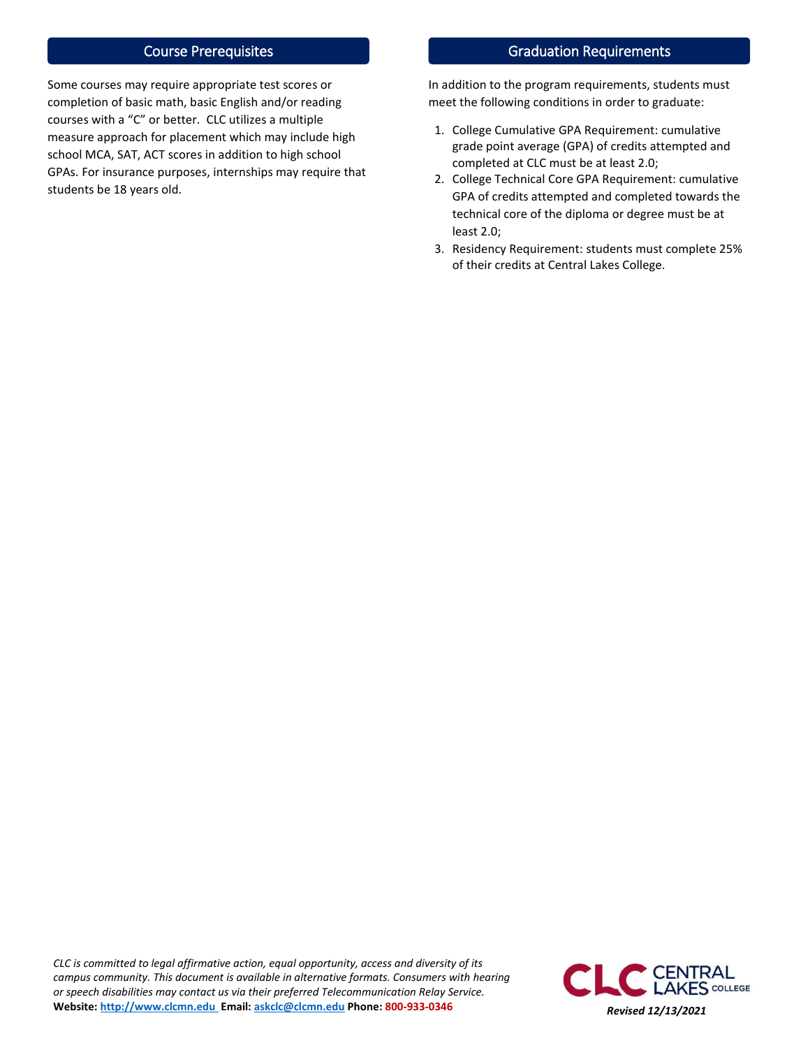## Course Prerequisites

Some courses may require appropriate test scores or completion of basic math, basic English and/or reading courses with a "C" or better. CLC utilizes a multiple measure approach for placement which may include high school MCA, SAT, ACT scores in addition to high school GPAs. For insurance purposes, internships may require that students be 18 years old.

## Graduation Requirements

In addition to the program requirements, students must meet the following conditions in order to graduate:

1. College Cumulative GPA Requirement: cumulative grade point average (GPA) of credits attempted and completed at CLC must be at least 2.0;
2. College Technical Core GPA Requirement: cumulative GPA of credits attempted and completed towards the technical core of the diploma or degree must be at least 2.0;
3. Residency Requirement: students must complete 25% of their credits at Central Lakes College.

*CLC is committed to legal affirmative action, equal opportunity, access and diversity of its campus community. This document is available in alternative formats. Consumers with hearing or speech disabilities may contact us via their preferred Telecommunication Relay Service.*
**Website:** http://www.clcmn.edu **Email:** askclc@clcmn.edu **Phone:** 800-933-0346

CLC CENTRAL LAKES COLLEGE

***Revised 12/13/2021***